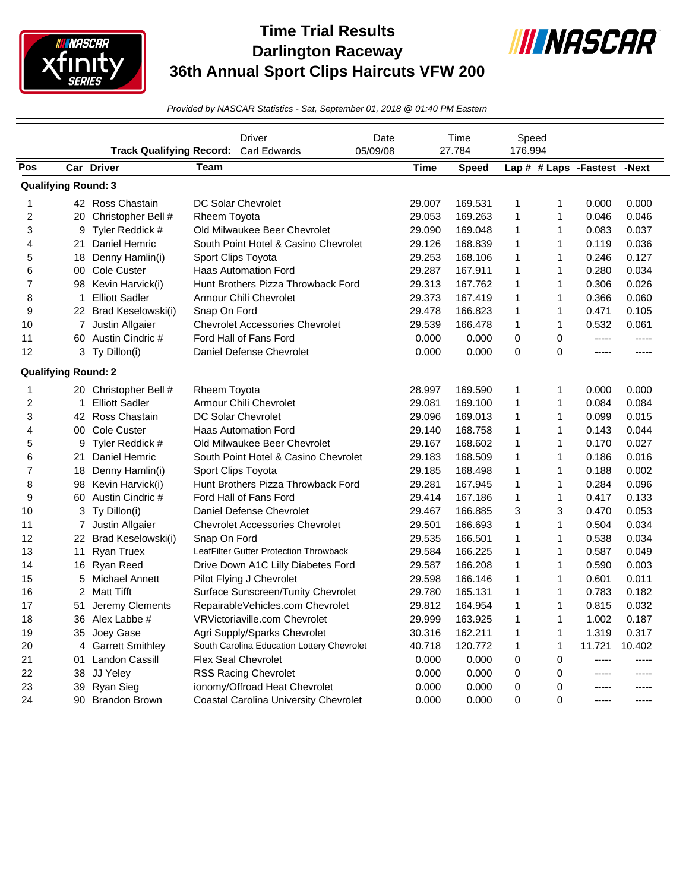# Time Trial Results
# Darlington Raceway
# 36th Annual Sport Clips Haircuts VFW 200

*Provided by NASCAR Statistics - Sat, September 01, 2018 @ 01:40 PM Eastern*

| | Driver | Date | Time | Speed |
|---|---|---|---|---|
| **Track Qualifying Record:** | Carl Edwards | 05/09/08 | 27.784 | 176.994 |

| Pos | Car | Driver | Team | Time | Speed | Lap # | # Laps | -Fastest | -Next |
|---|---|---|---|---|---|---|---|---|---|
| **Qualifying Round: 3** | | | | | | | | | |
| 1 | 42 | Ross Chastain | DC Solar Chevrolet | 29.007 | 169.531 | 1 | 1 | 0.000 | 0.000 |
| 2 | 20 | Christopher Bell # | Rheem Toyota | 29.053 | 169.263 | 1 | 1 | 0.046 | 0.046 |
| 3 | 9 | Tyler Reddick # | Old Milwaukee Beer Chevrolet | 29.090 | 169.048 | 1 | 1 | 0.083 | 0.037 |
| 4 | 21 | Daniel Hemric | South Point Hotel & Casino Chevrolet | 29.126 | 168.839 | 1 | 1 | 0.119 | 0.036 |
| 5 | 18 | Denny Hamlin(i) | Sport Clips Toyota | 29.253 | 168.106 | 1 | 1 | 0.246 | 0.127 |
| 6 | 00 | Cole Custer | Haas Automation Ford | 29.287 | 167.911 | 1 | 1 | 0.280 | 0.034 |
| 7 | 98 | Kevin Harvick(i) | Hunt Brothers Pizza Throwback Ford | 29.313 | 167.762 | 1 | 1 | 0.306 | 0.026 |
| 8 | 1 | Elliott Sadler | Armour Chili Chevrolet | 29.373 | 167.419 | 1 | 1 | 0.366 | 0.060 |
| 9 | 22 | Brad Keselowski(i) | Snap On Ford | 29.478 | 166.823 | 1 | 1 | 0.471 | 0.105 |
| 10 | 7 | Justin Allgaier | Chevrolet Accessories Chevrolet | 29.539 | 166.478 | 1 | 1 | 0.532 | 0.061 |
| 11 | 60 | Austin Cindric # | Ford Hall of Fans Ford | 0.000 | 0.000 | 0 | 0 | ----- | ----- |
| 12 | 3 | Ty Dillon(i) | Daniel Defense Chevrolet | 0.000 | 0.000 | 0 | 0 | ----- | ----- |
| **Qualifying Round: 2** | | | | | | | | | |
| 1 | 20 | Christopher Bell # | Rheem Toyota | 28.997 | 169.590 | 1 | 1 | 0.000 | 0.000 |
| 2 | 1 | Elliott Sadler | Armour Chili Chevrolet | 29.081 | 169.100 | 1 | 1 | 0.084 | 0.084 |
| 3 | 42 | Ross Chastain | DC Solar Chevrolet | 29.096 | 169.013 | 1 | 1 | 0.099 | 0.015 |
| 4 | 00 | Cole Custer | Haas Automation Ford | 29.140 | 168.758 | 1 | 1 | 0.143 | 0.044 |
| 5 | 9 | Tyler Reddick # | Old Milwaukee Beer Chevrolet | 29.167 | 168.602 | 1 | 1 | 0.170 | 0.027 |
| 6 | 21 | Daniel Hemric | South Point Hotel & Casino Chevrolet | 29.183 | 168.509 | 1 | 1 | 0.186 | 0.016 |
| 7 | 18 | Denny Hamlin(i) | Sport Clips Toyota | 29.185 | 168.498 | 1 | 1 | 0.188 | 0.002 |
| 8 | 98 | Kevin Harvick(i) | Hunt Brothers Pizza Throwback Ford | 29.281 | 167.945 | 1 | 1 | 0.284 | 0.096 |
| 9 | 60 | Austin Cindric # | Ford Hall of Fans Ford | 29.414 | 167.186 | 1 | 1 | 0.417 | 0.133 |
| 10 | 3 | Ty Dillon(i) | Daniel Defense Chevrolet | 29.467 | 166.885 | 3 | 3 | 0.470 | 0.053 |
| 11 | 7 | Justin Allgaier | Chevrolet Accessories Chevrolet | 29.501 | 166.693 | 1 | 1 | 0.504 | 0.034 |
| 12 | 22 | Brad Keselowski(i) | Snap On Ford | 29.535 | 166.501 | 1 | 1 | 0.538 | 0.034 |
| 13 | 11 | Ryan Truex | LeafFilter Gutter Protection Throwback | 29.584 | 166.225 | 1 | 1 | 0.587 | 0.049 |
| 14 | 16 | Ryan Reed | Drive Down A1C Lilly Diabetes Ford | 29.587 | 166.208 | 1 | 1 | 0.590 | 0.003 |
| 15 | 5 | Michael Annett | Pilot Flying J Chevrolet | 29.598 | 166.146 | 1 | 1 | 0.601 | 0.011 |
| 16 | 2 | Matt Tifft | Surface Sunscreen/Tunity Chevrolet | 29.780 | 165.131 | 1 | 1 | 0.783 | 0.182 |
| 17 | 51 | Jeremy Clements | RepairableVehicles.com Chevrolet | 29.812 | 164.954 | 1 | 1 | 0.815 | 0.032 |
| 18 | 36 | Alex Labbe # | VRVictoriaville.com Chevrolet | 29.999 | 163.925 | 1 | 1 | 1.002 | 0.187 |
| 19 | 35 | Joey Gase | Agri Supply/Sparks Chevrolet | 30.316 | 162.211 | 1 | 1 | 1.319 | 0.317 |
| 20 | 4 | Garrett Smithley | South Carolina Education Lottery Chevrolet | 40.718 | 120.772 | 1 | 1 | 11.721 | 10.402 |
| 21 | 01 | Landon Cassill | Flex Seal Chevrolet | 0.000 | 0.000 | 0 | 0 | ----- | ----- |
| 22 | 38 | JJ Yeley | RSS Racing Chevrolet | 0.000 | 0.000 | 0 | 0 | ----- | ----- |
| 23 | 39 | Ryan Sieg | ionomy/Offroad Heat Chevrolet | 0.000 | 0.000 | 0 | 0 | ----- | ----- |
| 24 | 90 | Brandon Brown | Coastal Carolina University Chevrolet | 0.000 | 0.000 | 0 | 0 | ----- | ----- |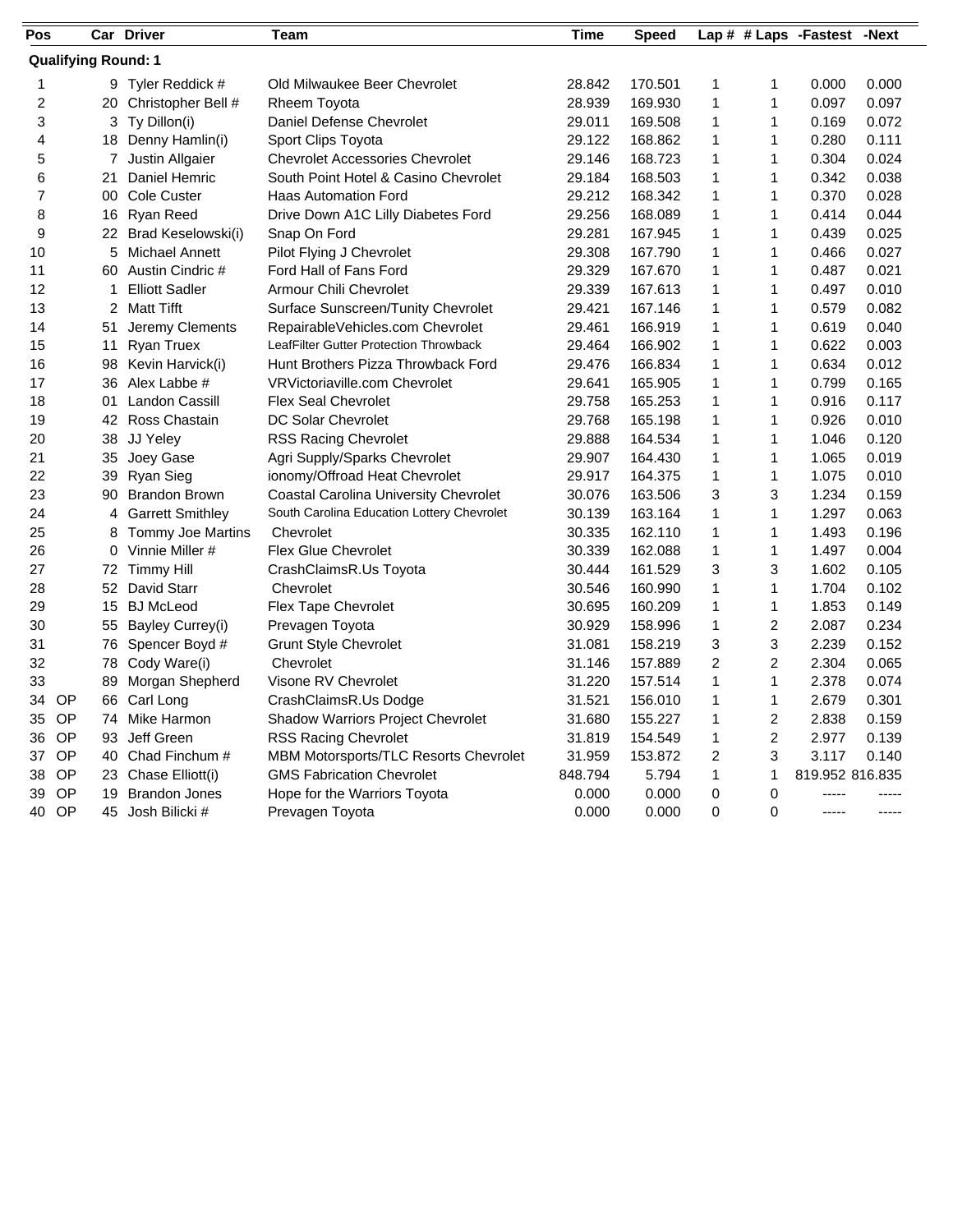| Pos | | Car | Driver | Team | Time | Speed | Lap # | # Laps | -Fastest | -Next |
|---|---|---|---|---|---|---|---|---|---|---|
| **Qualifying Round: 1** | | | | | | | | | | |
| 1 | | 9 | Tyler Reddick # | Old Milwaukee Beer Chevrolet | 28.842 | 170.501 | 1 | 1 | 0.000 | 0.000 |
| 2 | | 20 | Christopher Bell # | Rheem Toyota | 28.939 | 169.930 | 1 | 1 | 0.097 | 0.097 |
| 3 | | 3 | Ty Dillon(i) | Daniel Defense Chevrolet | 29.011 | 169.508 | 1 | 1 | 0.169 | 0.072 |
| 4 | | 18 | Denny Hamlin(i) | Sport Clips Toyota | 29.122 | 168.862 | 1 | 1 | 0.280 | 0.111 |
| 5 | | 7 | Justin Allgaier | Chevrolet Accessories Chevrolet | 29.146 | 168.723 | 1 | 1 | 0.304 | 0.024 |
| 6 | | 21 | Daniel Hemric | South Point Hotel & Casino Chevrolet | 29.184 | 168.503 | 1 | 1 | 0.342 | 0.038 |
| 7 | | 00 | Cole Custer | Haas Automation Ford | 29.212 | 168.342 | 1 | 1 | 0.370 | 0.028 |
| 8 | | 16 | Ryan Reed | Drive Down A1C Lilly Diabetes Ford | 29.256 | 168.089 | 1 | 1 | 0.414 | 0.044 |
| 9 | | 22 | Brad Keselowski(i) | Snap On Ford | 29.281 | 167.945 | 1 | 1 | 0.439 | 0.025 |
| 10 | | 5 | Michael Annett | Pilot Flying J Chevrolet | 29.308 | 167.790 | 1 | 1 | 0.466 | 0.027 |
| 11 | | 60 | Austin Cindric # | Ford Hall of Fans Ford | 29.329 | 167.670 | 1 | 1 | 0.487 | 0.021 |
| 12 | | 1 | Elliott Sadler | Armour Chili Chevrolet | 29.339 | 167.613 | 1 | 1 | 0.497 | 0.010 |
| 13 | | 2 | Matt Tifft | Surface Sunscreen/Tunity Chevrolet | 29.421 | 167.146 | 1 | 1 | 0.579 | 0.082 |
| 14 | | 51 | Jeremy Clements | RepairableVehicles.com Chevrolet | 29.461 | 166.919 | 1 | 1 | 0.619 | 0.040 |
| 15 | | 11 | Ryan Truex | LeafFilter Gutter Protection Throwback | 29.464 | 166.902 | 1 | 1 | 0.622 | 0.003 |
| 16 | | 98 | Kevin Harvick(i) | Hunt Brothers Pizza Throwback Ford | 29.476 | 166.834 | 1 | 1 | 0.634 | 0.012 |
| 17 | | 36 | Alex Labbe # | VRVictoriaville.com Chevrolet | 29.641 | 165.905 | 1 | 1 | 0.799 | 0.165 |
| 18 | | 01 | Landon Cassill | Flex Seal Chevrolet | 29.758 | 165.253 | 1 | 1 | 0.916 | 0.117 |
| 19 | | 42 | Ross Chastain | DC Solar Chevrolet | 29.768 | 165.198 | 1 | 1 | 0.926 | 0.010 |
| 20 | | 38 | JJ Yeley | RSS Racing Chevrolet | 29.888 | 164.534 | 1 | 1 | 1.046 | 0.120 |
| 21 | | 35 | Joey Gase | Agri Supply/Sparks Chevrolet | 29.907 | 164.430 | 1 | 1 | 1.065 | 0.019 |
| 22 | | 39 | Ryan Sieg | ionomy/Offroad Heat Chevrolet | 29.917 | 164.375 | 1 | 1 | 1.075 | 0.010 |
| 23 | | 90 | Brandon Brown | Coastal Carolina University Chevrolet | 30.076 | 163.506 | 3 | 3 | 1.234 | 0.159 |
| 24 | | 4 | Garrett Smithley | South Carolina Education Lottery Chevrolet | 30.139 | 163.164 | 1 | 1 | 1.297 | 0.063 |
| 25 | | 8 | Tommy Joe Martins | Chevrolet | 30.335 | 162.110 | 1 | 1 | 1.493 | 0.196 |
| 26 | | 0 | Vinnie Miller # | Flex Glue Chevrolet | 30.339 | 162.088 | 1 | 1 | 1.497 | 0.004 |
| 27 | | 72 | Timmy Hill | CrashClaimsR.Us Toyota | 30.444 | 161.529 | 3 | 3 | 1.602 | 0.105 |
| 28 | | 52 | David Starr | Chevrolet | 30.546 | 160.990 | 1 | 1 | 1.704 | 0.102 |
| 29 | | 15 | BJ McLeod | Flex Tape Chevrolet | 30.695 | 160.209 | 1 | 1 | 1.853 | 0.149 |
| 30 | | 55 | Bayley Currey(i) | Prevagen Toyota | 30.929 | 158.996 | 1 | 2 | 2.087 | 0.234 |
| 31 | | 76 | Spencer Boyd # | Grunt Style Chevrolet | 31.081 | 158.219 | 3 | 3 | 2.239 | 0.152 |
| 32 | | 78 | Cody Ware(i) | Chevrolet | 31.146 | 157.889 | 2 | 2 | 2.304 | 0.065 |
| 33 | | 89 | Morgan Shepherd | Visone RV Chevrolet | 31.220 | 157.514 | 1 | 1 | 2.378 | 0.074 |
| 34 | OP | 66 | Carl Long | CrashClaimsR.Us Dodge | 31.521 | 156.010 | 1 | 1 | 2.679 | 0.301 |
| 35 | OP | 74 | Mike Harmon | Shadow Warriors Project Chevrolet | 31.680 | 155.227 | 1 | 2 | 2.838 | 0.159 |
| 36 | OP | 93 | Jeff Green | RSS Racing Chevrolet | 31.819 | 154.549 | 1 | 2 | 2.977 | 0.139 |
| 37 | OP | 40 | Chad Finchum # | MBM Motorsports/TLC Resorts Chevrolet | 31.959 | 153.872 | 2 | 3 | 3.117 | 0.140 |
| 38 | OP | 23 | Chase Elliott(i) | GMS Fabrication Chevrolet | 848.794 | 5.794 | 1 | 1 | 819.952 | 816.835 |
| 39 | OP | 19 | Brandon Jones | Hope for the Warriors Toyota | 0.000 | 0.000 | 0 | 0 | ----- | ----- |
| 40 | OP | 45 | Josh Bilicki # | Prevagen Toyota | 0.000 | 0.000 | 0 | 0 | ----- | ----- |